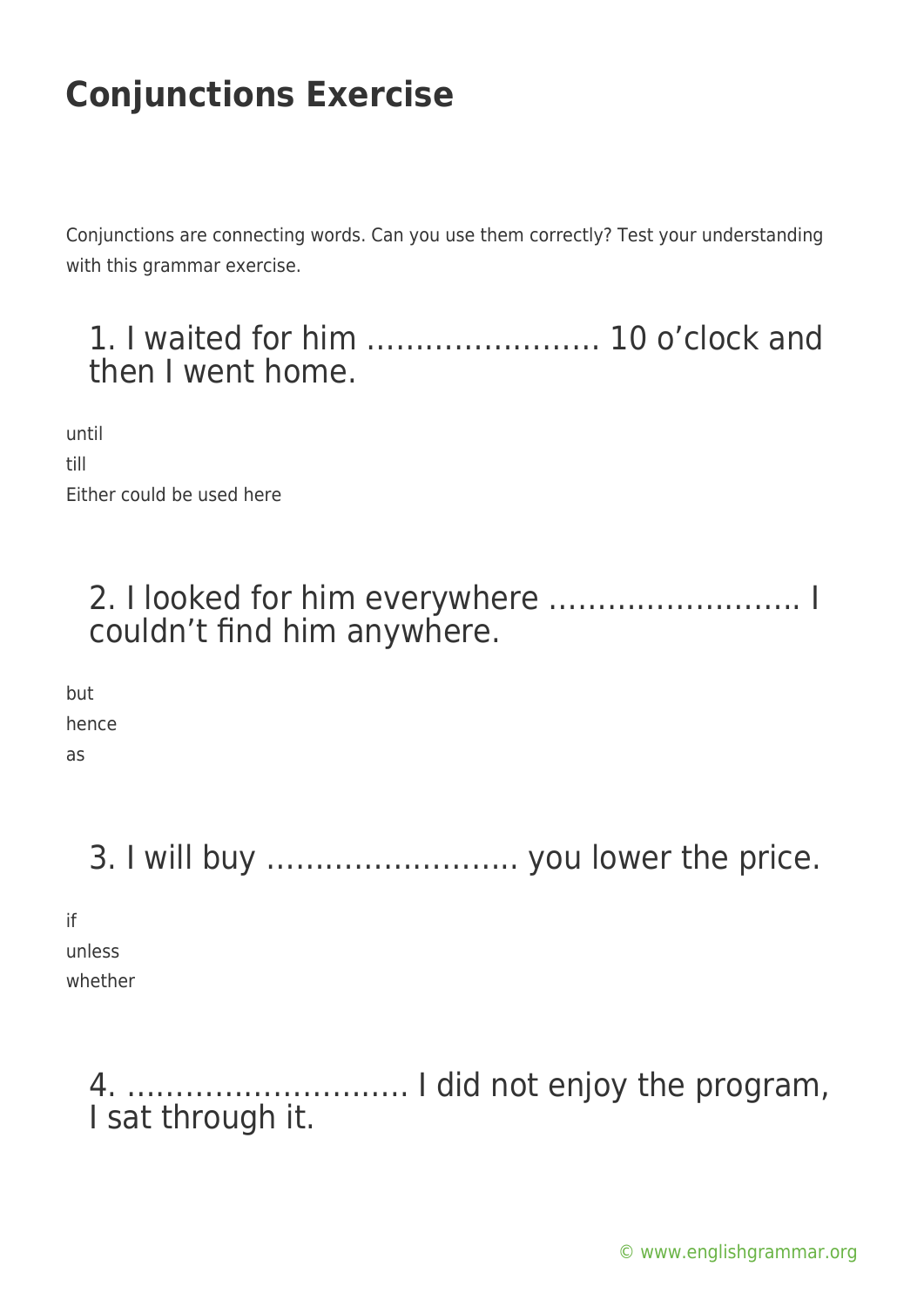# Conjunctions Exercise

Conjunctions are connecting words. Can you use them correctly? Test your understanding with this grammar exercise.

## 1. I waited for him …………………… 10 o'clock and then I went home.

until

till

Either could be used here

## 2. I looked for him everywhere …………………….. I couldn't find him anywhere.

but

hence

as

## 3. I will buy …………………….. you lower the price.

if

unless

whether

## 4. ………………………. I did not enjoy the program, I sat through it.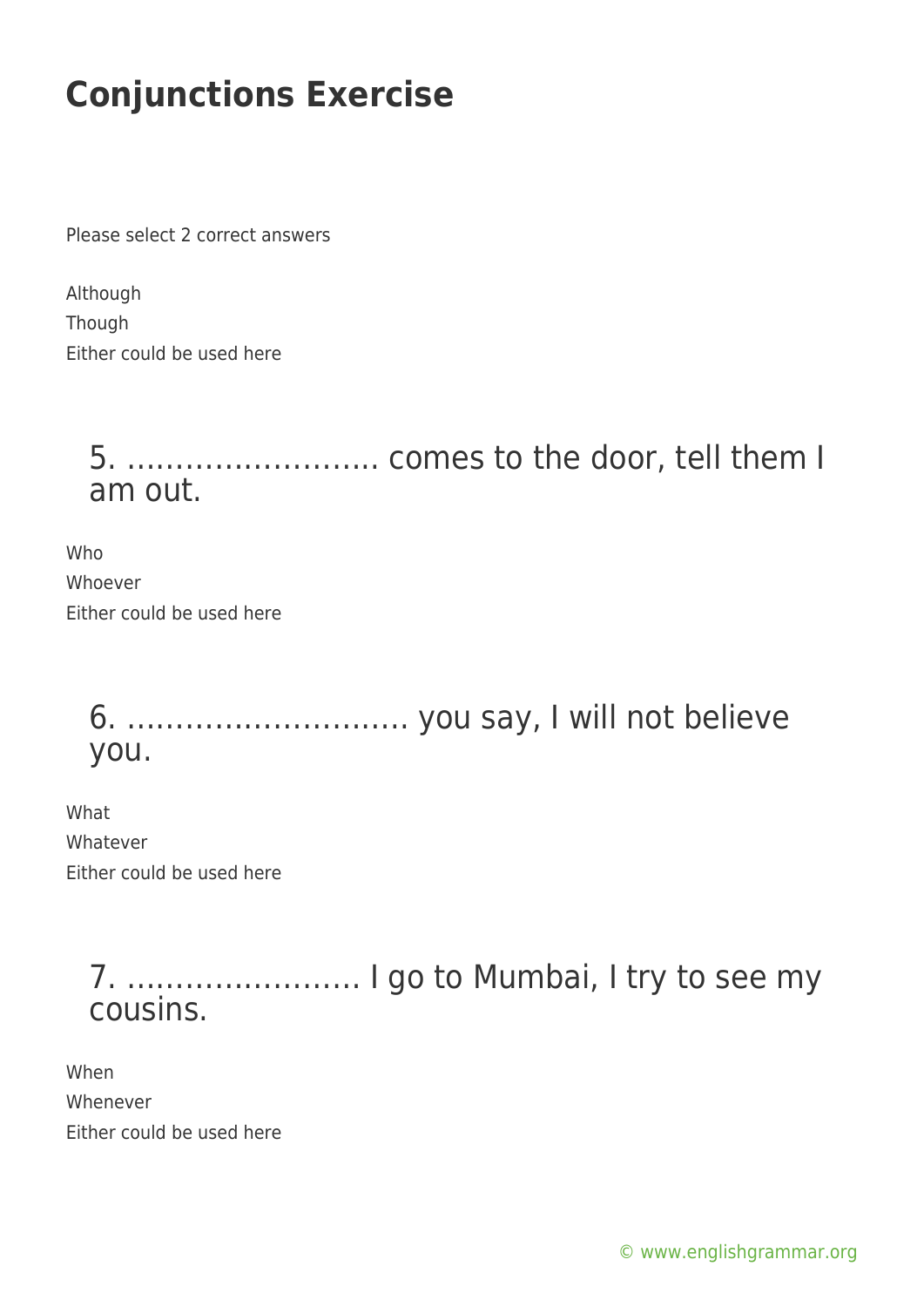# Conjunctions Exercise

Please select 2 correct answers

Although
Though
Either could be used here

## 5. …………………….. comes to the door, tell them I am out.

Who
Whoever
Either could be used here

## 6. ………………………. you say, I will not believe you.

What
Whatever
Either could be used here

## 7. …………………… I go to Mumbai, I try to see my cousins.

When
Whenever
Either could be used here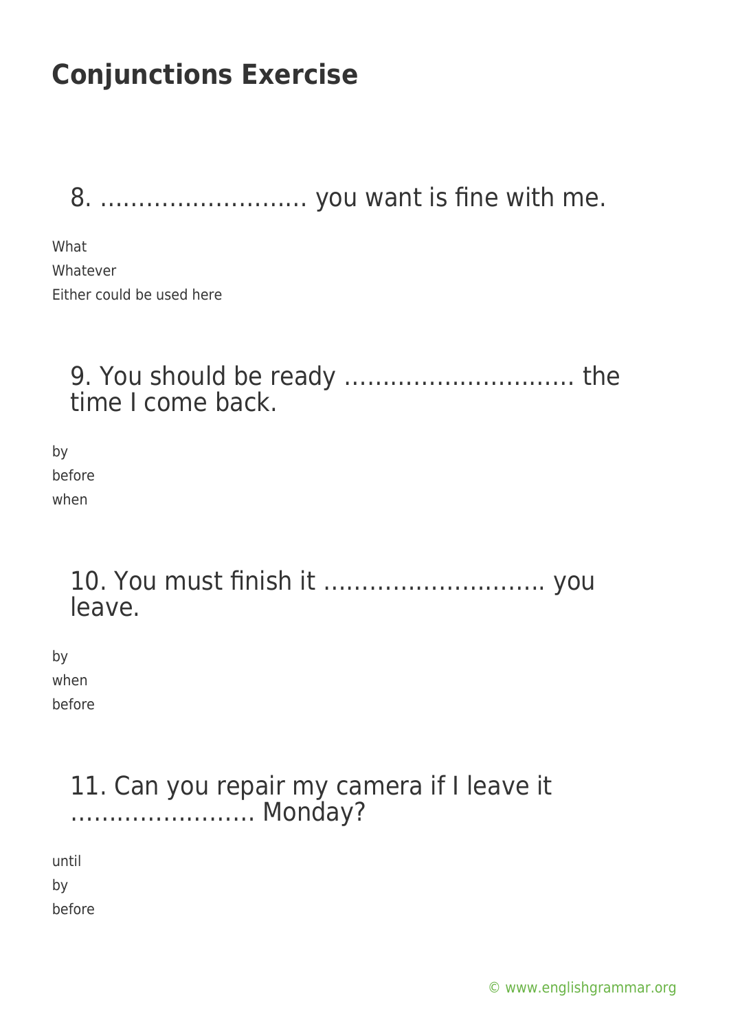# Conjunctions Exercise

## 8. ……………………… you want is fine with me.

What

Whatever

Either could be used here

## 9. You should be ready ………………………… the time I come back.

by

before

when

## 10. You must finish it ………………………. you leave.

by

when

before

## 11. Can you repair my camera if I leave it …………………… Monday?

until

by

before

© www.englishgrammar.org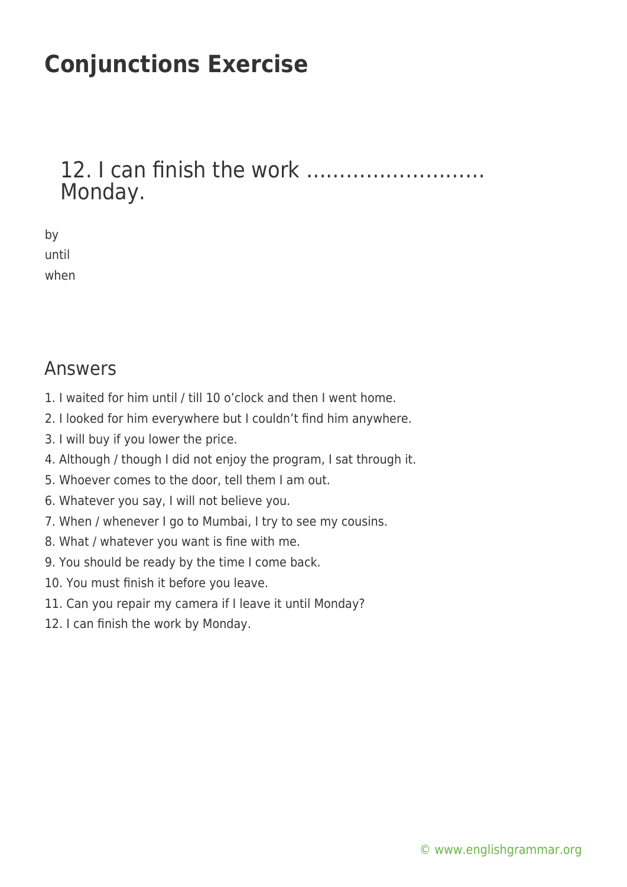# Conjunctions Exercise

## 12. I can finish the work ……………………… Monday.

by
until
when

## Answers

1. I waited for him until / till 10 o'clock and then I went home.
2. I looked for him everywhere but I couldn't find him anywhere.
3. I will buy if you lower the price.
4. Although / though I did not enjoy the program, I sat through it.
5. Whoever comes to the door, tell them I am out.
6. Whatever you say, I will not believe you.
7. When / whenever I go to Mumbai, I try to see my cousins.
8. What / whatever you want is fine with me.
9. You should be ready by the time I come back.
10. You must finish it before you leave.
11. Can you repair my camera if I leave it until Monday?
12. I can finish the work by Monday.